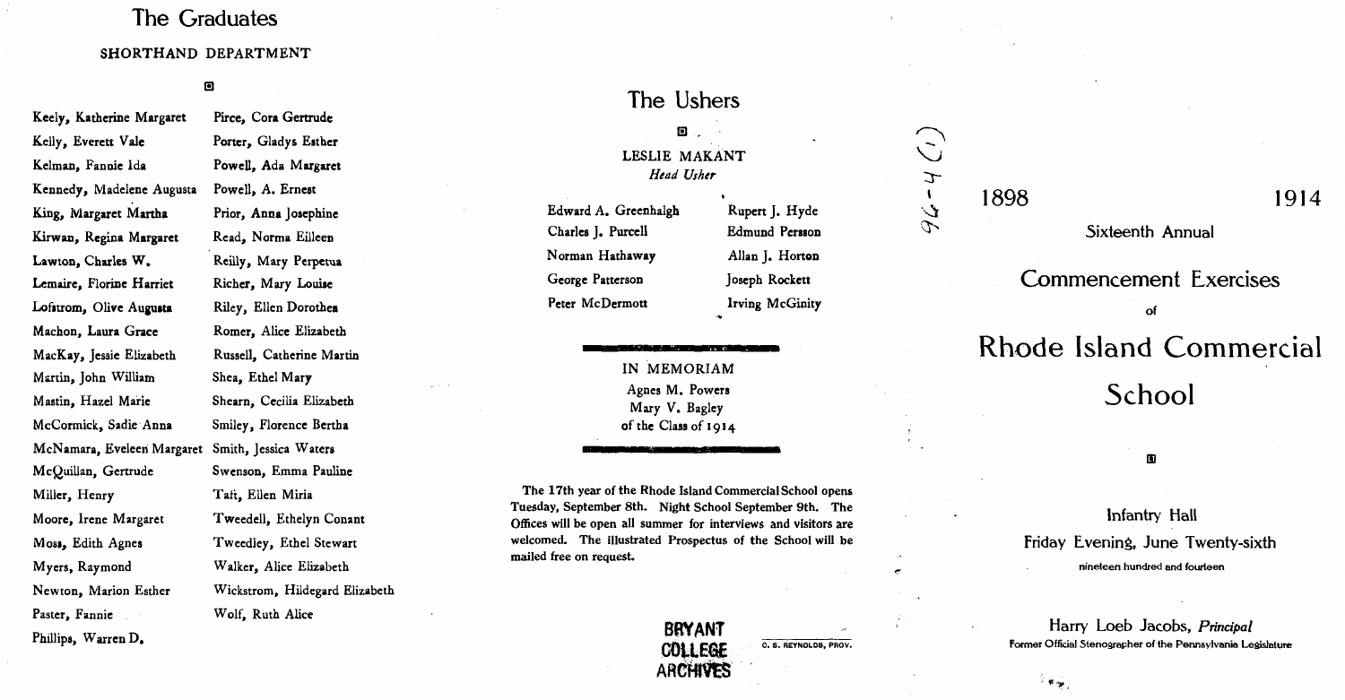## The Graduates

### SHORTHAND DEPARTMENT

Keely, Katherine Margaret
Kelly, Everett Vale
Kelman, Fannie Ida
Kennedy, Madelene Augusta
King, Margaret Martha
Kirwan, Regina Margaret
Lawton, Charles W.
Lemaire, Florine Harriet
Lofstrom, Olive Augusta
Machon, Laura Grace
MacKay, Jessie Elizabeth
Martin, John William
Mastin, Hazel Marie
McCormick, Sadie Anna
McNamara, Eveleen Margaret
McQuillan, Gertrude
Miller, Henry
Moore, Irene Margaret
Moss, Edith Agnes
Myers, Raymond
Newton, Marion Esther
Paster, Fannie
Phillips, Warren D.
Pirce, Cora Gertrude
Porter, Gladys Esther
Powell, Ada Margaret
Powell, A. Ernest
Prior, Anna Josephine
Read, Norma Eilleen
Reilly, Mary Perpetua
Richer, Mary Louise
Riley, Ellen Dorothea
Romer, Alice Elizabeth
Russell, Catherine Martin
Shea, Ethel Mary
Shearn, Cecilia Elizabeth
Smiley, Florence Bertha
Smith, Jessica Waters
Swenson, Emma Pauline
Tait, Ellen Miria
Tweedell, Ethelyn Conant
Tweedley, Ethel Stewart
Walker, Alice Elizabeth
Wickstrom, Hildegard Elizabeth
Wolf, Ruth Alice

## The Ushers

LESLIE MAKANT
*Head Usher*

Edward A. Greenhalgh
Charles J. Purcell
Norman Hathaway
George Patterson
Peter McDermott
Rupert J. Hyde
Edmund Persson
Allan J. Horton
Joseph Rockett
Irving McGinity

IN MEMORIAM
Agnes M. Powers
Mary V. Bagley
of the Class of 1914

The 17th year of the Rhode Island Commercial School opens Tuesday, September 8th. Night School September 9th. The Offices will be open all summer for interviews and visitors are welcomed. The illustrated Prospectus of the School will be mailed free on request.

O. S. REYNOLDS, PROV.

BRYANT COLLEGE ARCHIVES

96-4 (1)

1898 1914

Sixteenth Annual

# Commencement Exercises

of

# Rhode Island Commercial School

Infantry Hall
Friday Evening, June Twenty-sixth
nineteen hundred and fourteen

Harry Loeb Jacobs, *Principal*
Former Official Stenographer of the Pennsylvania Legislature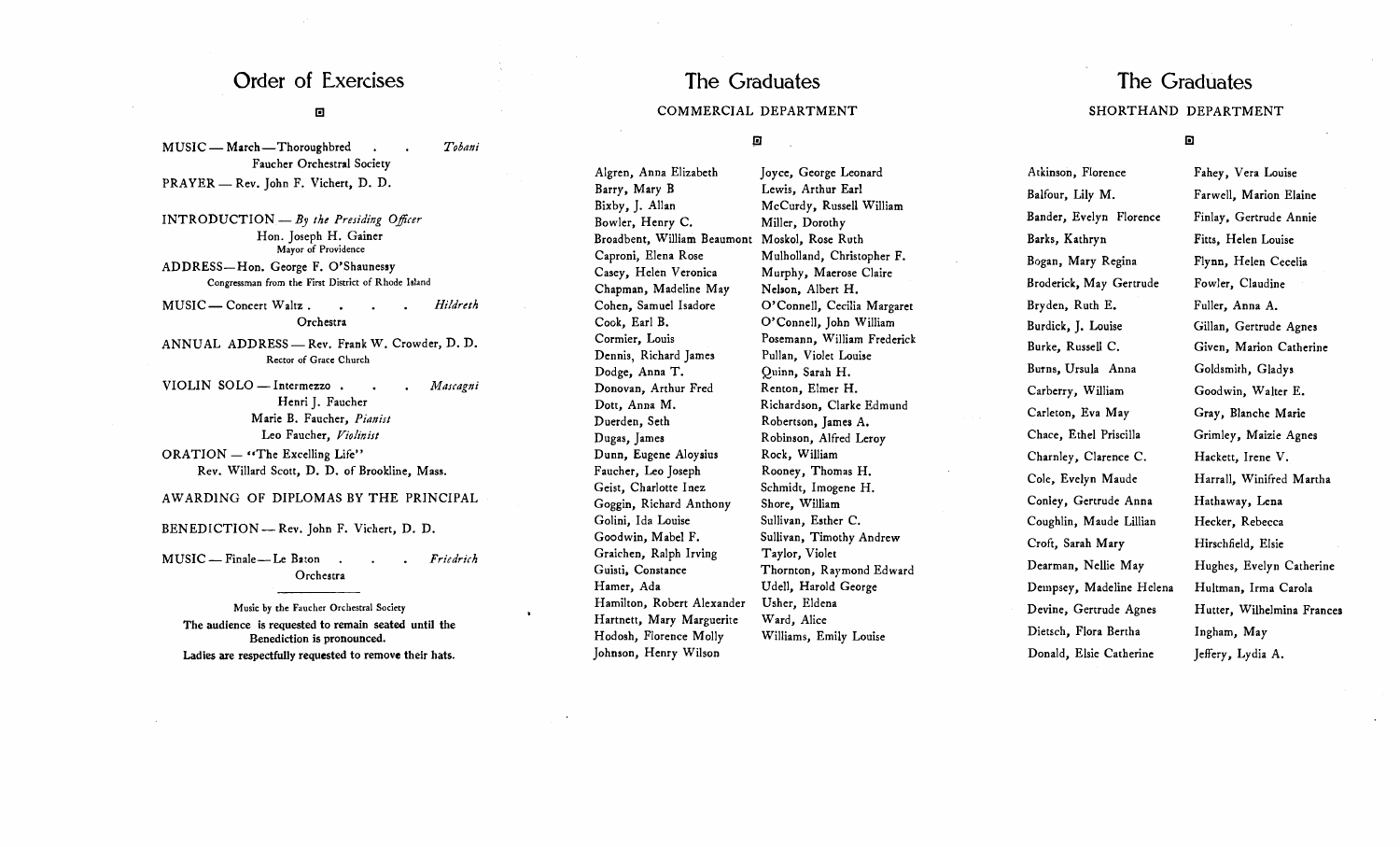# Order of Exercises

MUSIC — March — Thoroughbred . . . *Tobani*
Faucher Orchestral Society

PRAYER — Rev. John F. Vichert, D. D.

INTRODUCTION — *By the Presiding Officer*
Hon. Joseph H. Gainer
Mayor of Providence

ADDRESS — Hon. George F. O'Shaunessy
Congressman from the First District of Rhode Island

MUSIC — Concert Waltz . . . . *Hildreth*
Orchestra

ANNUAL ADDRESS — Rev. Frank W. Crowder, D. D.
Rector of Grace Church

VIOLIN SOLO — Intermezzo . . . *Mascagni*
Henri J. Faucher
Marie B. Faucher, *Pianist*
Leo Faucher, *Violinist*

ORATION — "The Excelling Life"
Rev. Willard Scott, D. D. of Brookline, Mass.

AWARDING OF DIPLOMAS BY THE PRINCIPAL

BENEDICTION — Rev. John F. Vichert, D. D.

MUSIC — Finale — Le Baton . . . *Friedrich*
Orchestra

---

Music by the Faucher Orchestral Society

**The audience is requested to remain seated until the Benediction is pronounced.**

**Ladies are respectfully requested to remove their hats.**

# The Graduates

## COMMERCIAL DEPARTMENT

Algren, Anna Elizabeth
Barry, Mary B
Bixby, J. Allan
Bowler, Henry C.
Broadbent, William Beaumont
Caproni, Elena Rose
Casey, Helen Veronica
Chapman, Madeline May
Cohen, Samuel Isadore
Cook, Earl B.
Cormier, Louis
Dennis, Richard James
Dodge, Anna T.
Donovan, Arthur Fred
Dott, Anna M.
Duerden, Seth
Dugas, James
Dunn, Eugene Aloysius
Faucher, Leo Joseph
Geist, Charlotte Inez
Goggin, Richard Anthony
Golini, Ida Louise
Goodwin, Mabel F.
Graichen, Ralph Irving
Guisti, Constance
Hamer, Ada
Hamilton, Robert Alexander
Hartnett, Mary Marguerite
Hodosh, Florence Molly
Johnson, Henry Wilson
Joyce, George Leonard
Lewis, Arthur Earl
McCurdy, Russell William
Miller, Dorothy
Moskol, Rose Ruth
Mulholland, Christopher F.
Murphy, Maerose Claire
Nelson, Albert H.
O'Connell, Cecilia Margaret
O'Connell, John William
Posemann, William Frederick
Pullan, Violet Louise
Quinn, Sarah H.
Renton, Elmer H.
Richardson, Clarke Edmund
Robertson, James A.
Robinson, Alfred Leroy
Rock, William
Rooney, Thomas H.
Schmidt, Imogene H.
Shore, William
Sullivan, Esther C.
Sullivan, Timothy Andrew
Taylor, Violet
Thornton, Raymond Edward
Udell, Harold George
Usher, Eldena
Ward, Alice
Williams, Emily Louise

# The Graduates

## SHORTHAND DEPARTMENT

Atkinson, Florence
Balfour, Lily M.
Bander, Evelyn Florence
Barks, Kathryn
Bogan, Mary Regina
Broderick, May Gertrude
Bryden, Ruth E.
Burdick, J. Louise
Burke, Russell C.
Burns, Ursula Anna
Carberry, William
Carleton, Eva May
Chace, Ethel Priscilla
Charnley, Clarence C.
Cole, Evelyn Maude
Conley, Gertrude Anna
Coughlin, Maude Lillian
Croft, Sarah Mary
Dearman, Nellie May
Dempsey, Madeline Helena
Devine, Gertrude Agnes
Dietsch, Flora Bertha
Donald, Elsie Catherine
Fahey, Vera Louise
Farwell, Marion Elaine
Finlay, Gertrude Annie
Fitts, Helen Louise
Flynn, Helen Cecelia
Fowler, Claudine
Fuller, Anna A.
Gillan, Gertrude Agnes
Given, Marion Catherine
Goldsmith, Gladys
Goodwin, Walter E.
Gray, Blanche Marie
Grimley, Maizie Agnes
Hackett, Irene V.
Harrall, Winifred Martha
Hathaway, Lena
Hecker, Rebecca
Hirschfield, Elsie
Hughes, Evelyn Catherine
Hultman, Irma Carola
Hutter, Wilhelmina Frances
Ingham, May
Jeffery, Lydia A.